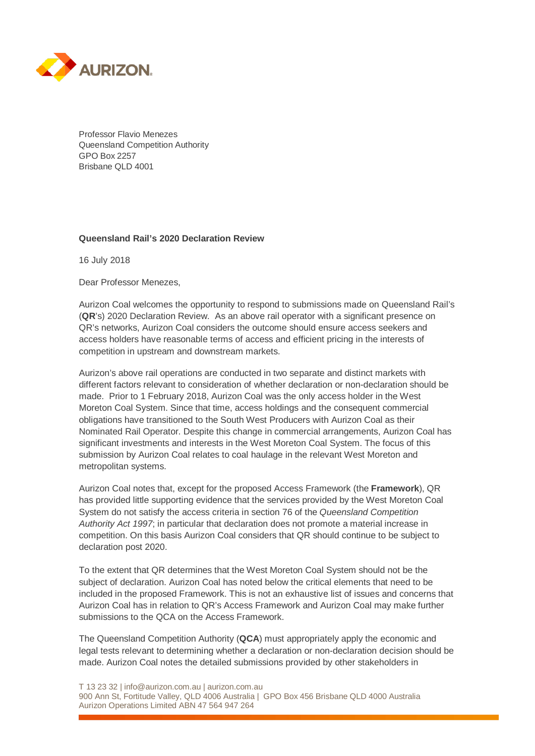Professor Flavio Menezes
Queensland Competition Authority
GPO Box 2257
Brisbane QLD 4001

**Queensland Rail's 2020 Declaration Review**

16 July 2018

Dear Professor Menezes,

Aurizon Coal welcomes the opportunity to respond to submissions made on Queensland Rail's (**QR**'s) 2020 Declaration Review. As an above rail operator with a significant presence on QR's networks, Aurizon Coal considers the outcome should ensure access seekers and access holders have reasonable terms of access and efficient pricing in the interests of competition in upstream and downstream markets.

Aurizon's above rail operations are conducted in two separate and distinct markets with different factors relevant to consideration of whether declaration or non-declaration should be made. Prior to 1 February 2018, Aurizon Coal was the only access holder in the West Moreton Coal System. Since that time, access holdings and the consequent commercial obligations have transitioned to the South West Producers with Aurizon Coal as their Nominated Rail Operator. Despite this change in commercial arrangements, Aurizon Coal has significant investments and interests in the West Moreton Coal System. The focus of this submission by Aurizon Coal relates to coal haulage in the relevant West Moreton and metropolitan systems.

Aurizon Coal notes that, except for the proposed Access Framework (the **Framework**), QR has provided little supporting evidence that the services provided by the West Moreton Coal System do not satisfy the access criteria in section 76 of the *Queensland Competition Authority Act 1997*; in particular that declaration does not promote a material increase in competition. On this basis Aurizon Coal considers that QR should continue to be subject to declaration post 2020.

To the extent that QR determines that the West Moreton Coal System should not be the subject of declaration. Aurizon Coal has noted below the critical elements that need to be included in the proposed Framework. This is not an exhaustive list of issues and concerns that Aurizon Coal has in relation to QR's Access Framework and Aurizon Coal may make further submissions to the QCA on the Access Framework.

The Queensland Competition Authority (**QCA**) must appropriately apply the economic and legal tests relevant to determining whether a declaration or non-declaration decision should be made. Aurizon Coal notes the detailed submissions provided by other stakeholders in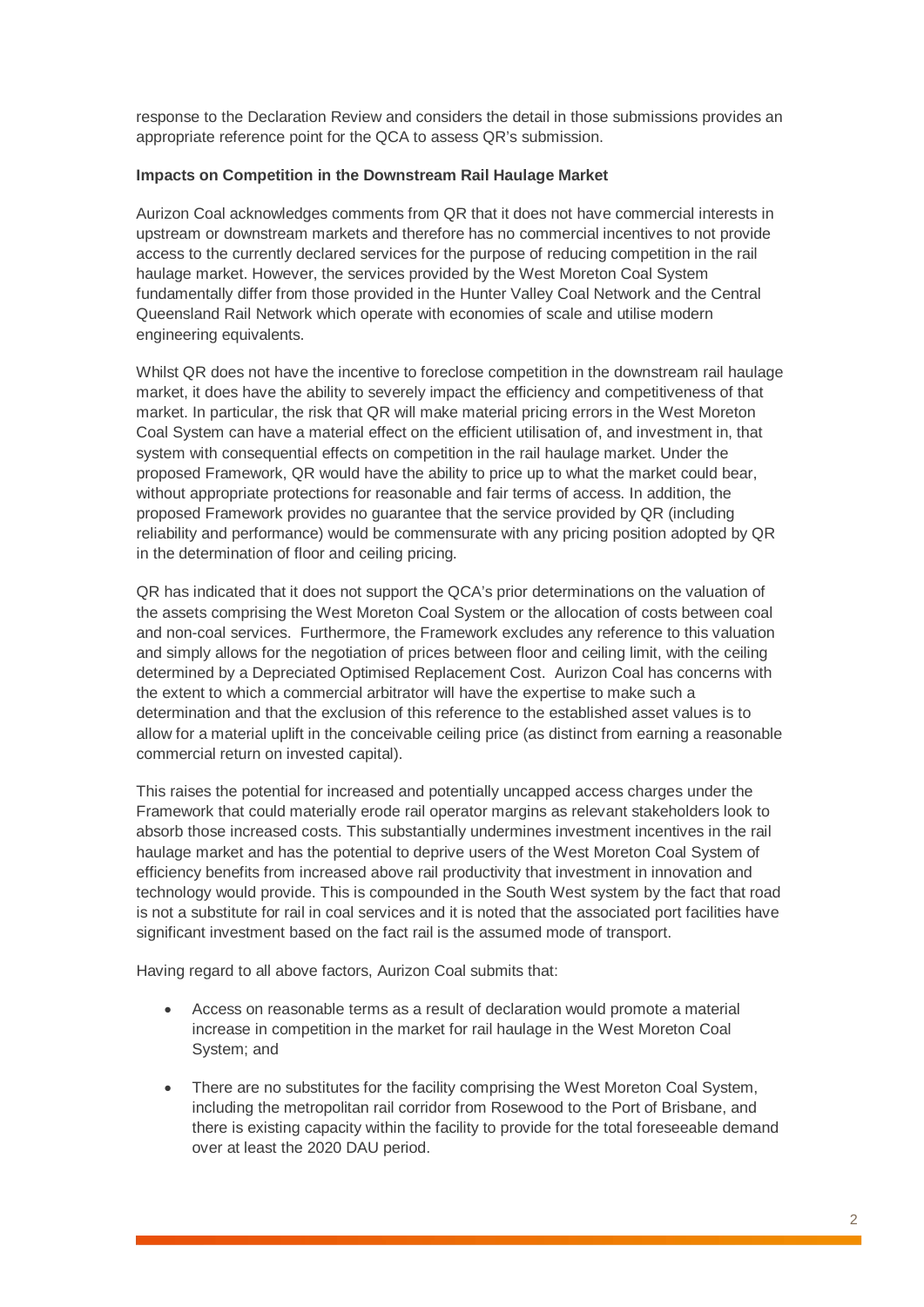response to the Declaration Review and considers the detail in those submissions provides an appropriate reference point for the QCA to assess QR's submission.

**Impacts on Competition in the Downstream Rail Haulage Market**

Aurizon Coal acknowledges comments from QR that it does not have commercial interests in upstream or downstream markets and therefore has no commercial incentives to not provide access to the currently declared services for the purpose of reducing competition in the rail haulage market. However, the services provided by the West Moreton Coal System fundamentally differ from those provided in the Hunter Valley Coal Network and the Central Queensland Rail Network which operate with economies of scale and utilise modern engineering equivalents.

Whilst QR does not have the incentive to foreclose competition in the downstream rail haulage market, it does have the ability to severely impact the efficiency and competitiveness of that market. In particular, the risk that QR will make material pricing errors in the West Moreton Coal System can have a material effect on the efficient utilisation of, and investment in, that system with consequential effects on competition in the rail haulage market. Under the proposed Framework, QR would have the ability to price up to what the market could bear, without appropriate protections for reasonable and fair terms of access. In addition, the proposed Framework provides no guarantee that the service provided by QR (including reliability and performance) would be commensurate with any pricing position adopted by QR in the determination of floor and ceiling pricing.

QR has indicated that it does not support the QCA's prior determinations on the valuation of the assets comprising the West Moreton Coal System or the allocation of costs between coal and non-coal services. Furthermore, the Framework excludes any reference to this valuation and simply allows for the negotiation of prices between floor and ceiling limit, with the ceiling determined by a Depreciated Optimised Replacement Cost. Aurizon Coal has concerns with the extent to which a commercial arbitrator will have the expertise to make such a determination and that the exclusion of this reference to the established asset values is to allow for a material uplift in the conceivable ceiling price (as distinct from earning a reasonable commercial return on invested capital).

This raises the potential for increased and potentially uncapped access charges under the Framework that could materially erode rail operator margins as relevant stakeholders look to absorb those increased costs. This substantially undermines investment incentives in the rail haulage market and has the potential to deprive users of the West Moreton Coal System of efficiency benefits from increased above rail productivity that investment in innovation and technology would provide. This is compounded in the South West system by the fact that road is not a substitute for rail in coal services and it is noted that the associated port facilities have significant investment based on the fact rail is the assumed mode of transport.

Having regard to all above factors, Aurizon Coal submits that:

- Access on reasonable terms as a result of declaration would promote a material increase in competition in the market for rail haulage in the West Moreton Coal System; and
- There are no substitutes for the facility comprising the West Moreton Coal System, including the metropolitan rail corridor from Rosewood to the Port of Brisbane, and there is existing capacity within the facility to provide for the total foreseeable demand over at least the 2020 DAU period.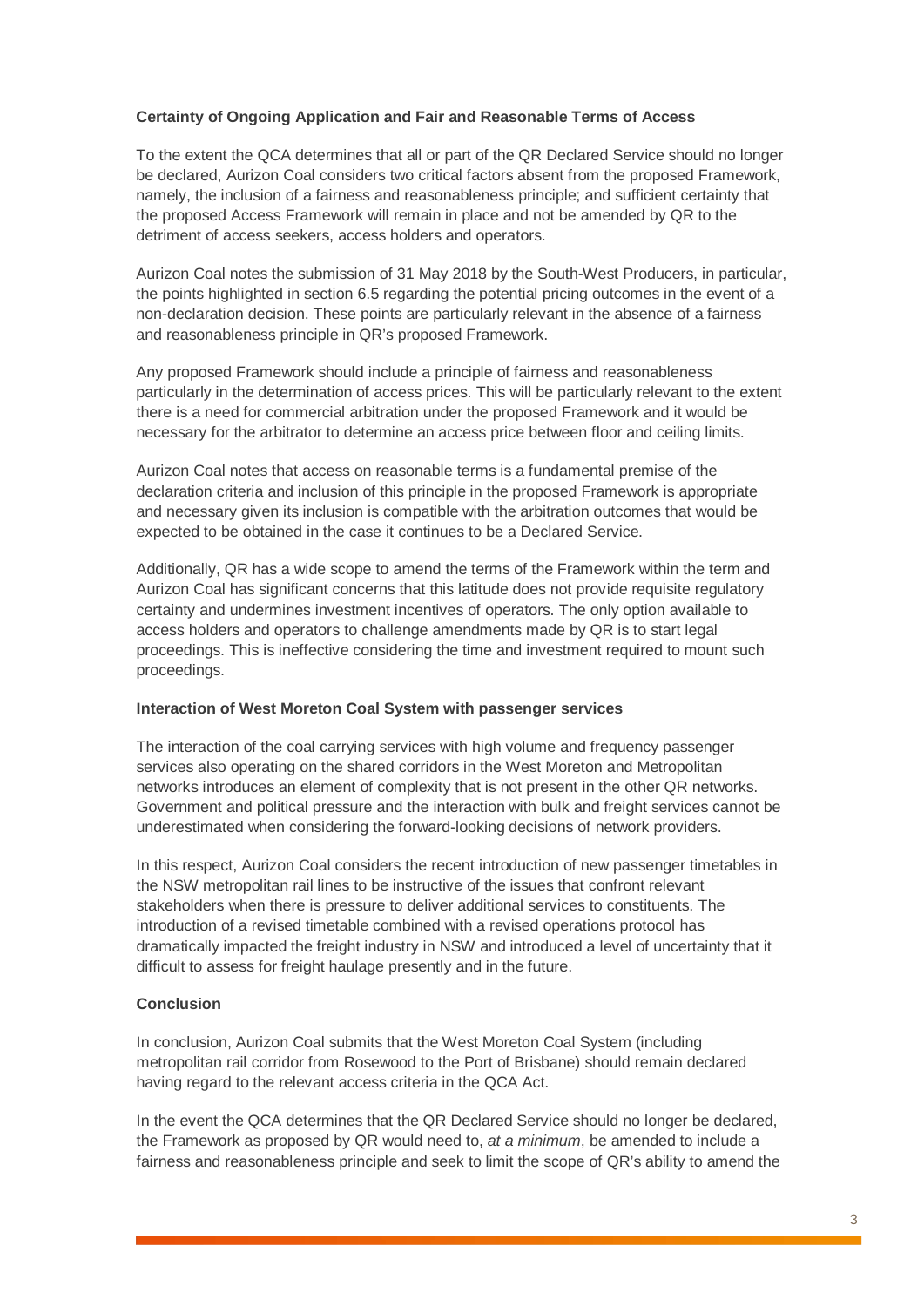**Certainty of Ongoing Application and Fair and Reasonable Terms of Access**

To the extent the QCA determines that all or part of the QR Declared Service should no longer be declared, Aurizon Coal considers two critical factors absent from the proposed Framework, namely, the inclusion of a fairness and reasonableness principle; and sufficient certainty that the proposed Access Framework will remain in place and not be amended by QR to the detriment of access seekers, access holders and operators.

Aurizon Coal notes the submission of 31 May 2018 by the South-West Producers, in particular, the points highlighted in section 6.5 regarding the potential pricing outcomes in the event of a non-declaration decision. These points are particularly relevant in the absence of a fairness and reasonableness principle in QR's proposed Framework.

Any proposed Framework should include a principle of fairness and reasonableness particularly in the determination of access prices. This will be particularly relevant to the extent there is a need for commercial arbitration under the proposed Framework and it would be necessary for the arbitrator to determine an access price between floor and ceiling limits.

Aurizon Coal notes that access on reasonable terms is a fundamental premise of the declaration criteria and inclusion of this principle in the proposed Framework is appropriate and necessary given its inclusion is compatible with the arbitration outcomes that would be expected to be obtained in the case it continues to be a Declared Service.

Additionally, QR has a wide scope to amend the terms of the Framework within the term and Aurizon Coal has significant concerns that this latitude does not provide requisite regulatory certainty and undermines investment incentives of operators. The only option available to access holders and operators to challenge amendments made by QR is to start legal proceedings. This is ineffective considering the time and investment required to mount such proceedings.

**Interaction of West Moreton Coal System with passenger services**

The interaction of the coal carrying services with high volume and frequency passenger services also operating on the shared corridors in the West Moreton and Metropolitan networks introduces an element of complexity that is not present in the other QR networks. Government and political pressure and the interaction with bulk and freight services cannot be underestimated when considering the forward-looking decisions of network providers.

In this respect, Aurizon Coal considers the recent introduction of new passenger timetables in the NSW metropolitan rail lines to be instructive of the issues that confront relevant stakeholders when there is pressure to deliver additional services to constituents. The introduction of a revised timetable combined with a revised operations protocol has dramatically impacted the freight industry in NSW and introduced a level of uncertainty that it difficult to assess for freight haulage presently and in the future.

**Conclusion**

In conclusion, Aurizon Coal submits that the West Moreton Coal System (including metropolitan rail corridor from Rosewood to the Port of Brisbane) should remain declared having regard to the relevant access criteria in the QCA Act.

In the event the QCA determines that the QR Declared Service should no longer be declared, the Framework as proposed by QR would need to, *at a minimum*, be amended to include a fairness and reasonableness principle and seek to limit the scope of QR's ability to amend the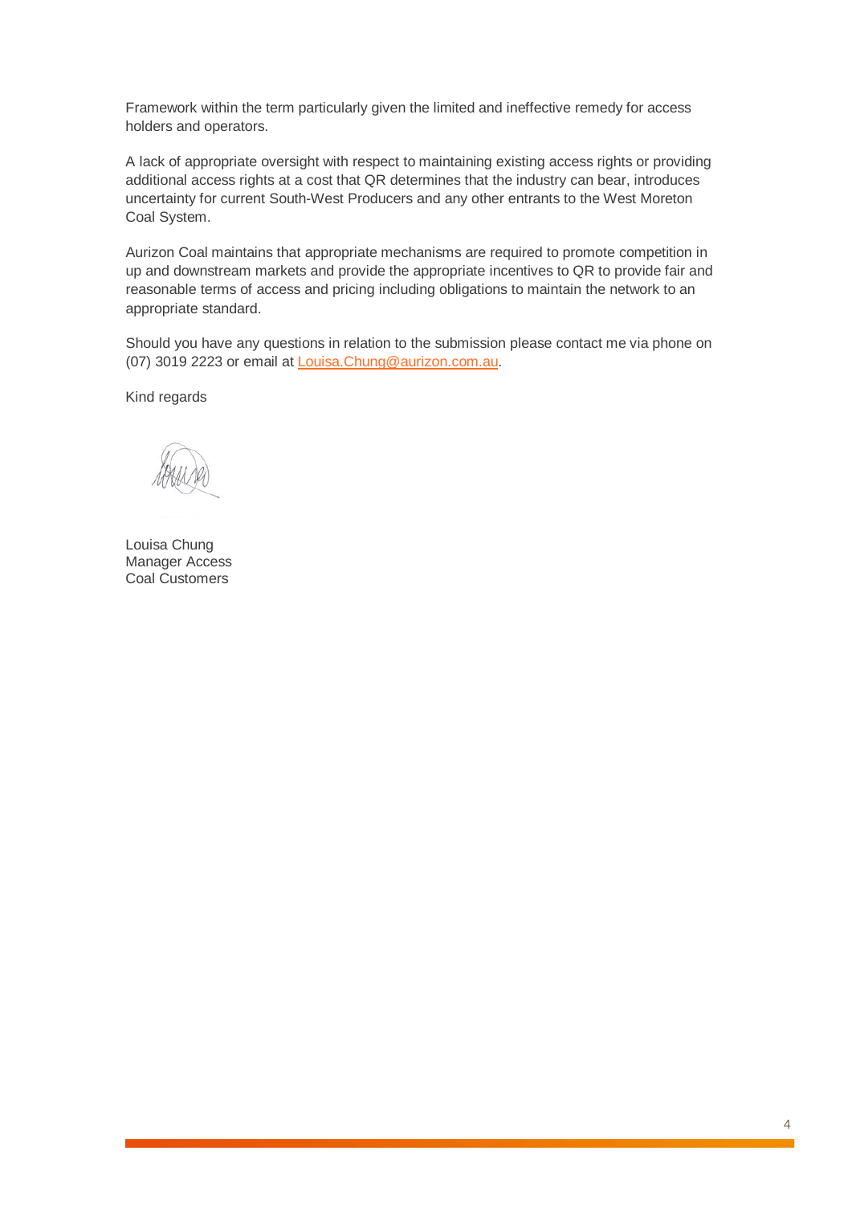Framework within the term particularly given the limited and ineffective remedy for access holders and operators.

A lack of appropriate oversight with respect to maintaining existing access rights or providing additional access rights at a cost that QR determines that the industry can bear, introduces uncertainty for current South-West Producers and any other entrants to the West Moreton Coal System.

Aurizon Coal maintains that appropriate mechanisms are required to promote competition in up and downstream markets and provide the appropriate incentives to QR to provide fair and reasonable terms of access and pricing including obligations to maintain the network to an appropriate standard.

Should you have any questions in relation to the submission please contact me via phone on (07) 3019 2223 or email at Louisa.Chung@aurizon.com.au.

Kind regards

Louisa Chung
Manager Access
Coal Customers